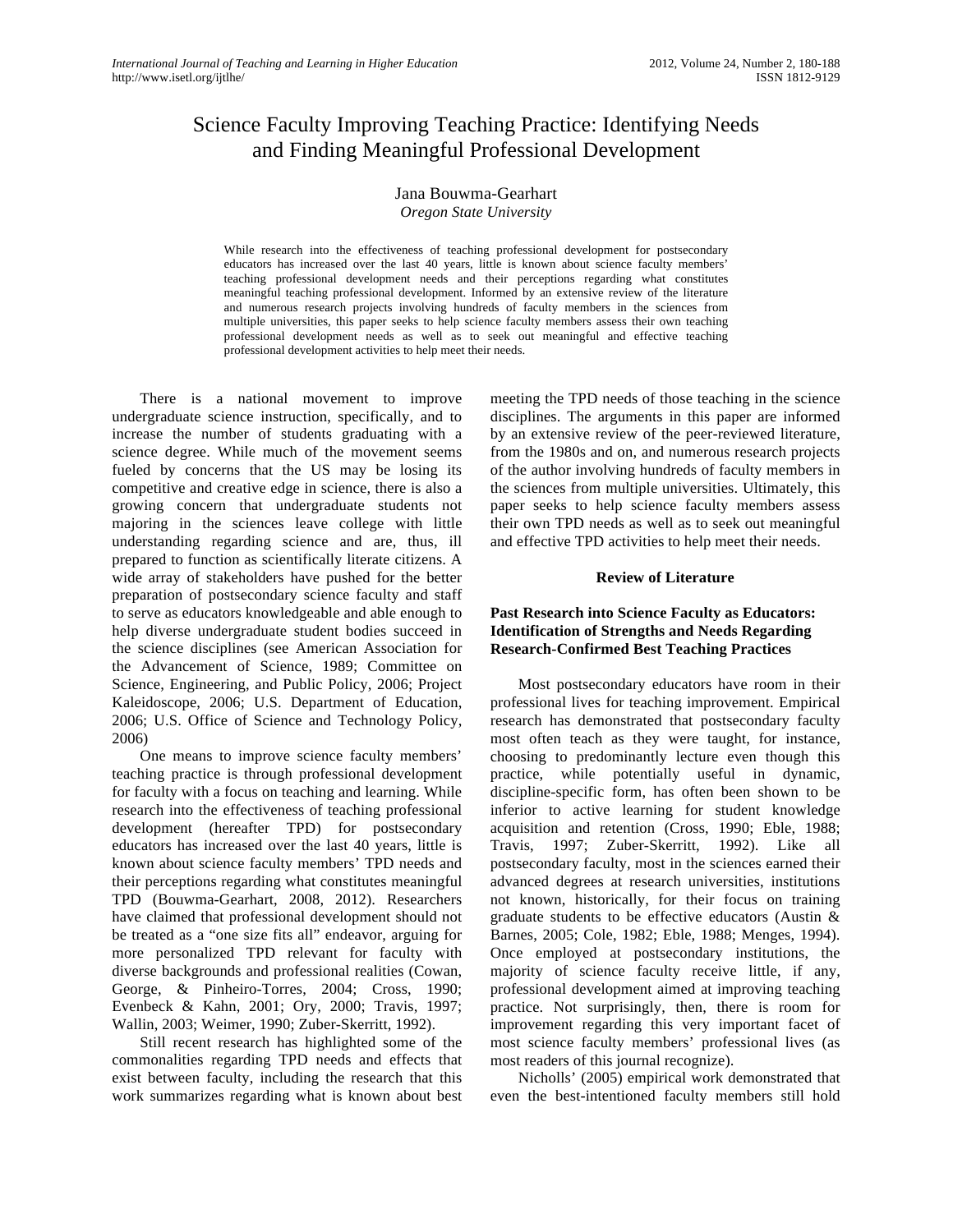# Science Faculty Improving Teaching Practice: Identifying Needs and Finding Meaningful Professional Development

Jana Bouwma-Gearhart
*Oregon State University*

While research into the effectiveness of teaching professional development for postsecondary educators has increased over the last 40 years, little is known about science faculty members' teaching professional development needs and their perceptions regarding what constitutes meaningful teaching professional development. Informed by an extensive review of the literature and numerous research projects involving hundreds of faculty members in the sciences from multiple universities, this paper seeks to help science faculty members assess their own teaching professional development needs as well as to seek out meaningful and effective teaching professional development activities to help meet their needs.

There is a national movement to improve undergraduate science instruction, specifically, and to increase the number of students graduating with a science degree. While much of the movement seems fueled by concerns that the US may be losing its competitive and creative edge in science, there is also a growing concern that undergraduate students not majoring in the sciences leave college with little understanding regarding science and are, thus, ill prepared to function as scientifically literate citizens. A wide array of stakeholders have pushed for the better preparation of postsecondary science faculty and staff to serve as educators knowledgeable and able enough to help diverse undergraduate student bodies succeed in the science disciplines (see American Association for the Advancement of Science, 1989; Committee on Science, Engineering, and Public Policy, 2006; Project Kaleidoscope, 2006; U.S. Department of Education, 2006; U.S. Office of Science and Technology Policy, 2006)

One means to improve science faculty members' teaching practice is through professional development for faculty with a focus on teaching and learning. While research into the effectiveness of teaching professional development (hereafter TPD) for postsecondary educators has increased over the last 40 years, little is known about science faculty members' TPD needs and their perceptions regarding what constitutes meaningful TPD (Bouwma-Gearhart, 2008, 2012). Researchers have claimed that professional development should not be treated as a "one size fits all" endeavor, arguing for more personalized TPD relevant for faculty with diverse backgrounds and professional realities (Cowan, George, & Pinheiro-Torres, 2004; Cross, 1990; Evenbeck & Kahn, 2001; Ory, 2000; Travis, 1997; Wallin, 2003; Weimer, 1990; Zuber-Skerritt, 1992).

Still recent research has highlighted some of the commonalities regarding TPD needs and effects that exist between faculty, including the research that this work summarizes regarding what is known about best meeting the TPD needs of those teaching in the science disciplines. The arguments in this paper are informed by an extensive review of the peer-reviewed literature, from the 1980s and on, and numerous research projects of the author involving hundreds of faculty members in the sciences from multiple universities. Ultimately, this paper seeks to help science faculty members assess their own TPD needs as well as to seek out meaningful and effective TPD activities to help meet their needs.

## Review of Literature

### Past Research into Science Faculty as Educators: Identification of Strengths and Needs Regarding Research-Confirmed Best Teaching Practices

Most postsecondary educators have room in their professional lives for teaching improvement. Empirical research has demonstrated that postsecondary faculty most often teach as they were taught, for instance, choosing to predominantly lecture even though this practice, while potentially useful in dynamic, discipline-specific form, has often been shown to be inferior to active learning for student knowledge acquisition and retention (Cross, 1990; Eble, 1988; Travis, 1997; Zuber-Skerritt, 1992). Like all postsecondary faculty, most in the sciences earned their advanced degrees at research universities, institutions not known, historically, for their focus on training graduate students to be effective educators (Austin & Barnes, 2005; Cole, 1982; Eble, 1988; Menges, 1994). Once employed at postsecondary institutions, the majority of science faculty receive little, if any, professional development aimed at improving teaching practice. Not surprisingly, then, there is room for improvement regarding this very important facet of most science faculty members' professional lives (as most readers of this journal recognize).

Nicholls' (2005) empirical work demonstrated that even the best-intentioned faculty members still hold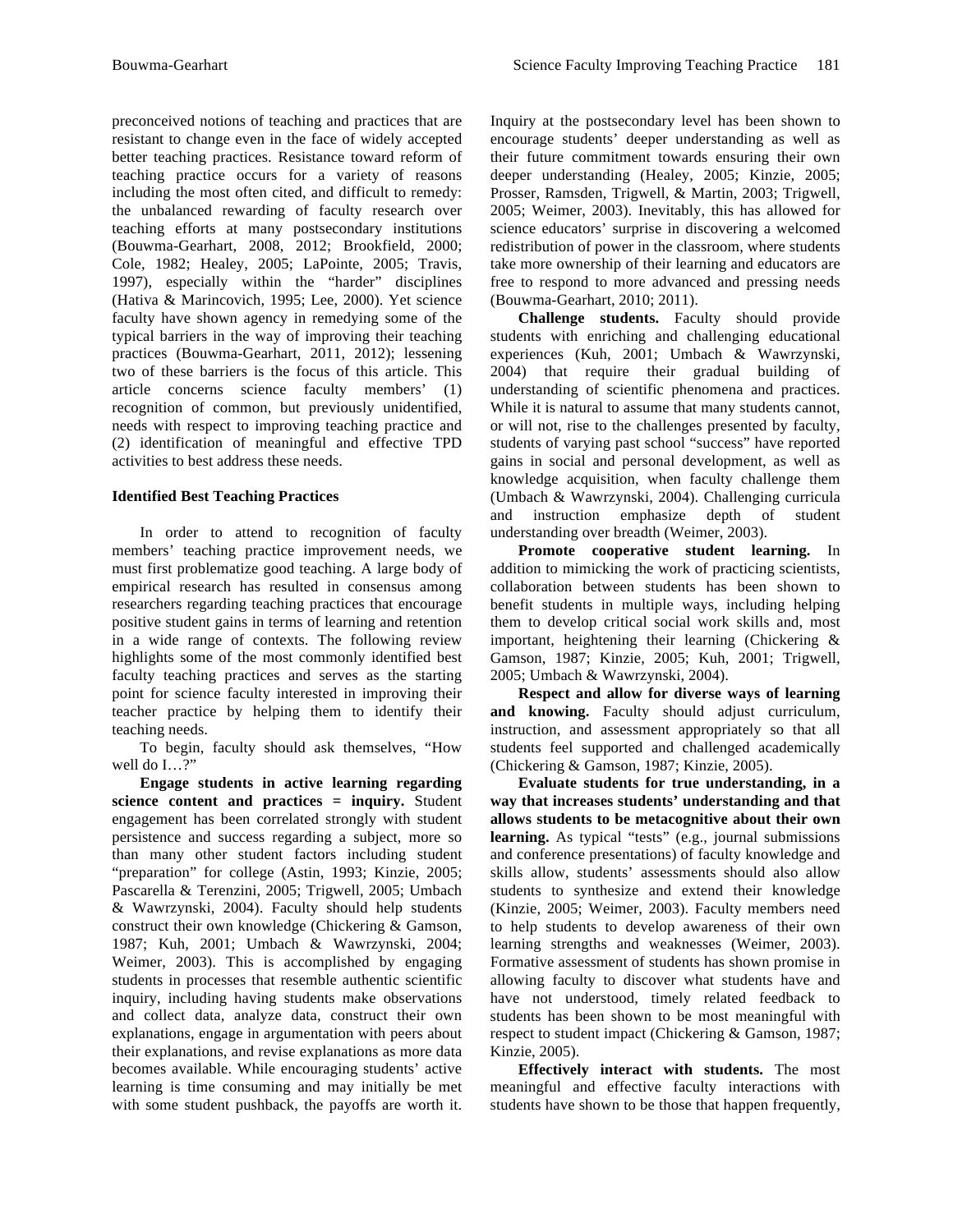preconceived notions of teaching and practices that are resistant to change even in the face of widely accepted better teaching practices. Resistance toward reform of teaching practice occurs for a variety of reasons including the most often cited, and difficult to remedy: the unbalanced rewarding of faculty research over teaching efforts at many postsecondary institutions (Bouwma-Gearhart, 2008, 2012; Brookfield, 2000; Cole, 1982; Healey, 2005; LaPointe, 2005; Travis, 1997), especially within the "harder" disciplines (Hativa & Marincovich, 1995; Lee, 2000). Yet science faculty have shown agency in remedying some of the typical barriers in the way of improving their teaching practices (Bouwma-Gearhart, 2011, 2012); lessening two of these barriers is the focus of this article. This article concerns science faculty members' (1) recognition of common, but previously unidentified, needs with respect to improving teaching practice and (2) identification of meaningful and effective TPD activities to best address these needs.

### Identified Best Teaching Practices

In order to attend to recognition of faculty members' teaching practice improvement needs, we must first problematize good teaching. A large body of empirical research has resulted in consensus among researchers regarding teaching practices that encourage positive student gains in terms of learning and retention in a wide range of contexts. The following review highlights some of the most commonly identified best faculty teaching practices and serves as the starting point for science faculty interested in improving their teacher practice by helping them to identify their teaching needs.

To begin, faculty should ask themselves, "How well do I…?"

**Engage students in active learning regarding science content and practices = inquiry.** Student engagement has been correlated strongly with student persistence and success regarding a subject, more so than many other student factors including student "preparation" for college (Astin, 1993; Kinzie, 2005; Pascarella & Terenzini, 2005; Trigwell, 2005; Umbach & Wawrzynski, 2004). Faculty should help students construct their own knowledge (Chickering & Gamson, 1987; Kuh, 2001; Umbach & Wawrzynski, 2004; Weimer, 2003). This is accomplished by engaging students in processes that resemble authentic scientific inquiry, including having students make observations and collect data, analyze data, construct their own explanations, engage in argumentation with peers about their explanations, and revise explanations as more data becomes available. While encouraging students' active learning is time consuming and may initially be met with some student pushback, the payoffs are worth it. Inquiry at the postsecondary level has been shown to encourage students' deeper understanding as well as their future commitment towards ensuring their own deeper understanding (Healey, 2005; Kinzie, 2005; Prosser, Ramsden, Trigwell, & Martin, 2003; Trigwell, 2005; Weimer, 2003). Inevitably, this has allowed for science educators' surprise in discovering a welcomed redistribution of power in the classroom, where students take more ownership of their learning and educators are free to respond to more advanced and pressing needs (Bouwma-Gearhart, 2010; 2011).

**Challenge students.** Faculty should provide students with enriching and challenging educational experiences (Kuh, 2001; Umbach & Wawrzynski, 2004) that require their gradual building of understanding of scientific phenomena and practices. While it is natural to assume that many students cannot, or will not, rise to the challenges presented by faculty, students of varying past school "success" have reported gains in social and personal development, as well as knowledge acquisition, when faculty challenge them (Umbach & Wawrzynski, 2004). Challenging curricula and instruction emphasize depth of student understanding over breadth (Weimer, 2003).

**Promote cooperative student learning.** In addition to mimicking the work of practicing scientists, collaboration between students has been shown to benefit students in multiple ways, including helping them to develop critical social work skills and, most important, heightening their learning (Chickering & Gamson, 1987; Kinzie, 2005; Kuh, 2001; Trigwell, 2005; Umbach & Wawrzynski, 2004).

**Respect and allow for diverse ways of learning and knowing.** Faculty should adjust curriculum, instruction, and assessment appropriately so that all students feel supported and challenged academically (Chickering & Gamson, 1987; Kinzie, 2005).

**Evaluate students for true understanding, in a way that increases students' understanding and that allows students to be metacognitive about their own learning.** As typical "tests" (e.g., journal submissions and conference presentations) of faculty knowledge and skills allow, students' assessments should also allow students to synthesize and extend their knowledge (Kinzie, 2005; Weimer, 2003). Faculty members need to help students to develop awareness of their own learning strengths and weaknesses (Weimer, 2003). Formative assessment of students has shown promise in allowing faculty to discover what students have and have not understood, timely related feedback to students has been shown to be most meaningful with respect to student impact (Chickering & Gamson, 1987; Kinzie, 2005).

**Effectively interact with students.** The most meaningful and effective faculty interactions with students have shown to be those that happen frequently,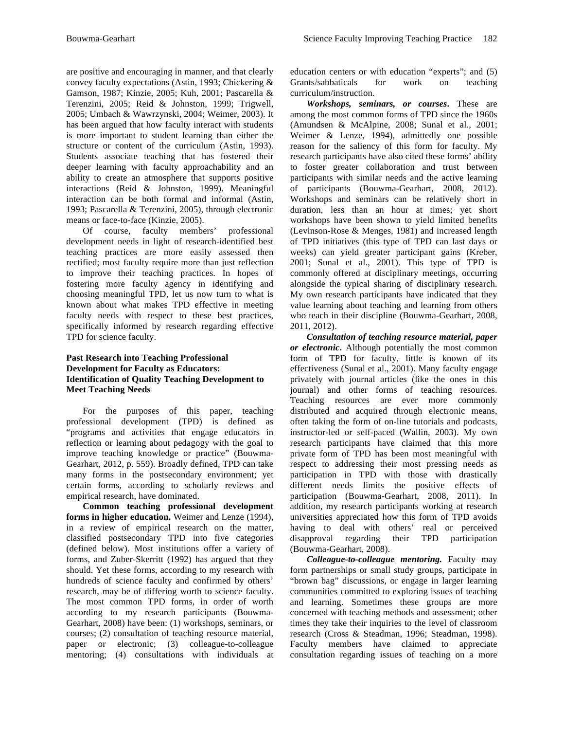are positive and encouraging in manner, and that clearly convey faculty expectations (Astin, 1993; Chickering & Gamson, 1987; Kinzie, 2005; Kuh, 2001; Pascarella & Terenzini, 2005; Reid & Johnston, 1999; Trigwell, 2005; Umbach & Wawrzynski, 2004; Weimer, 2003). It has been argued that how faculty interact with students is more important to student learning than either the structure or content of the curriculum (Astin, 1993). Students associate teaching that has fostered their deeper learning with faculty approachability and an ability to create an atmosphere that supports positive interactions (Reid & Johnston, 1999). Meaningful interaction can be both formal and informal (Astin, 1993; Pascarella & Terenzini, 2005), through electronic means or face-to-face (Kinzie, 2005).

Of course, faculty members' professional development needs in light of research-identified best teaching practices are more easily assessed then rectified; most faculty require more than just reflection to improve their teaching practices. In hopes of fostering more faculty agency in identifying and choosing meaningful TPD, let us now turn to what is known about what makes TPD effective in meeting faculty needs with respect to these best practices, specifically informed by research regarding effective TPD for science faculty.

### Past Research into Teaching Professional Development for Faculty as Educators: Identification of Quality Teaching Development to Meet Teaching Needs

For the purposes of this paper, teaching professional development (TPD) is defined as "programs and activities that engage educators in reflection or learning about pedagogy with the goal to improve teaching knowledge or practice" (Bouwma-Gearhart, 2012, p. 559). Broadly defined, TPD can take many forms in the postsecondary environment; yet certain forms, according to scholarly reviews and empirical research, have dominated.

**Common teaching professional development forms in higher education.** Weimer and Lenze (1994), in a review of empirical research on the matter, classified postsecondary TPD into five categories (defined below). Most institutions offer a variety of forms, and Zuber-Skerritt (1992) has argued that they should. Yet these forms, according to my research with hundreds of science faculty and confirmed by others' research, may be of differing worth to science faculty. The most common TPD forms, in order of worth according to my research participants (Bouwma-Gearhart, 2008) have been: (1) workshops, seminars, or courses; (2) consultation of teaching resource material, paper or electronic; (3) colleague-to-colleague mentoring; (4) consultations with individuals at education centers or with education "experts"; and (5) Grants/sabbaticals for work on teaching curriculum/instruction.

***Workshops, seminars, or courses*.** These are among the most common forms of TPD since the 1960s (Amundsen & McAlpine, 2008; Sunal et al., 2001; Weimer & Lenze, 1994), admittedly one possible reason for the saliency of this form for faculty. My research participants have also cited these forms' ability to foster greater collaboration and trust between participants with similar needs and the active learning of participants (Bouwma-Gearhart, 2008, 2012). Workshops and seminars can be relatively short in duration, less than an hour at times; yet short workshops have been shown to yield limited benefits (Levinson-Rose & Menges, 1981) and increased length of TPD initiatives (this type of TPD can last days or weeks) can yield greater participant gains (Kreber, 2001; Sunal et al., 2001). This type of TPD is commonly offered at disciplinary meetings, occurring alongside the typical sharing of disciplinary research. My own research participants have indicated that they value learning about teaching and learning from others who teach in their discipline (Bouwma-Gearhart, 2008, 2011, 2012).

***Consultation of teaching resource material, paper or electronic*.** Although potentially the most common form of TPD for faculty, little is known of its effectiveness (Sunal et al., 2001). Many faculty engage privately with journal articles (like the ones in this journal) and other forms of teaching resources. Teaching resources are ever more commonly distributed and acquired through electronic means, often taking the form of on-line tutorials and podcasts, instructor-led or self-paced (Wallin, 2003). My own research participants have claimed that this more private form of TPD has been most meaningful with respect to addressing their most pressing needs as participation in TPD with those with drastically different needs limits the positive effects of participation (Bouwma-Gearhart, 2008, 2011). In addition, my research participants working at research universities appreciated how this form of TPD avoids having to deal with others' real or perceived disapproval regarding their TPD participation (Bouwma-Gearhart, 2008).

***Colleague-to-colleague mentoring.*** Faculty may form partnerships or small study groups, participate in "brown bag" discussions, or engage in larger learning communities committed to exploring issues of teaching and learning. Sometimes these groups are more concerned with teaching methods and assessment; other times they take their inquiries to the level of classroom research (Cross & Steadman, 1996; Steadman, 1998). Faculty members have claimed to appreciate consultation regarding issues of teaching on a more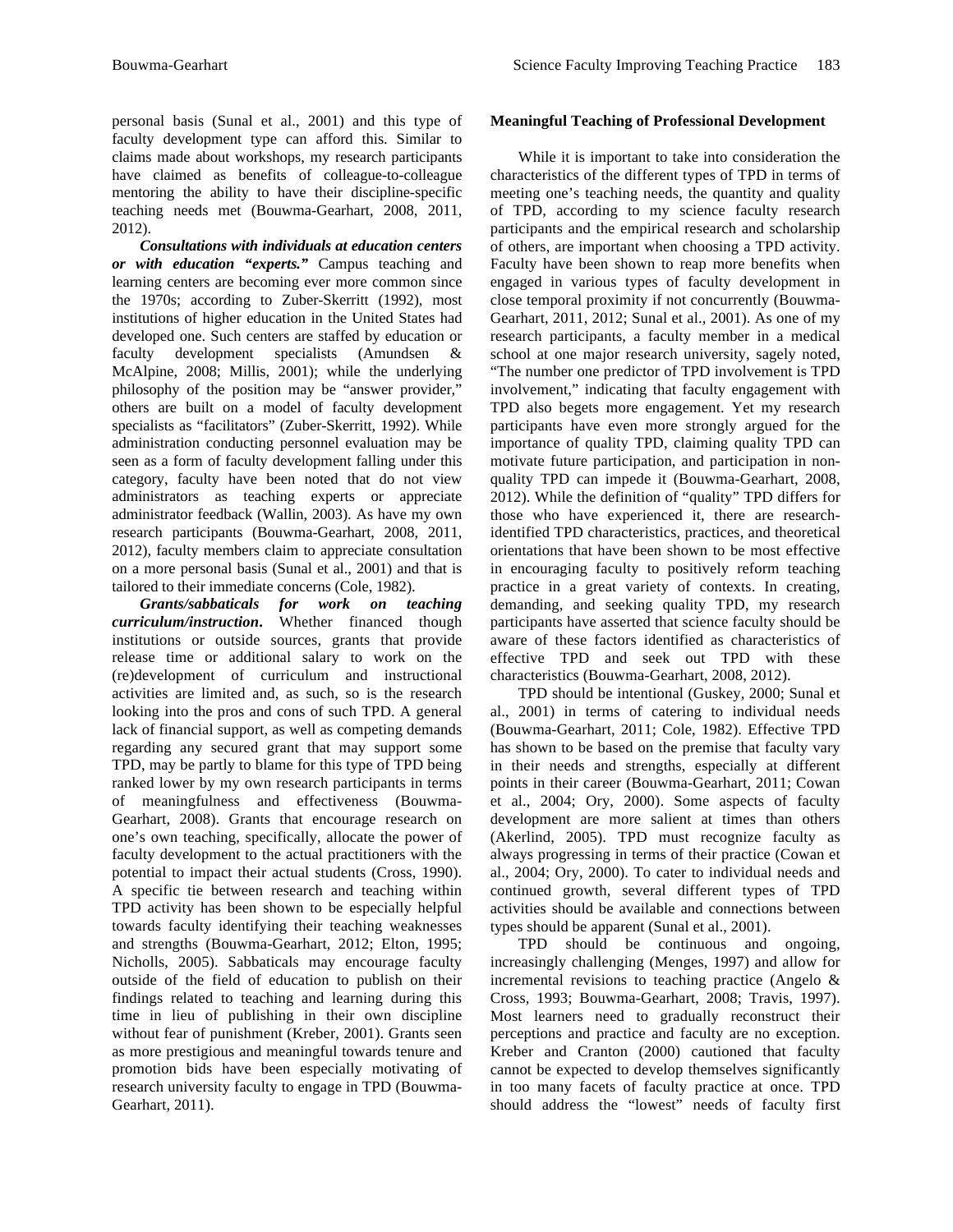personal basis (Sunal et al., 2001) and this type of faculty development type can afford this. Similar to claims made about workshops, my research participants have claimed as benefits of colleague-to-colleague mentoring the ability to have their discipline-specific teaching needs met (Bouwma-Gearhart, 2008, 2011, 2012).

***Consultations with individuals at education centers or with education "experts."*** Campus teaching and learning centers are becoming ever more common since the 1970s; according to Zuber-Skerritt (1992), most institutions of higher education in the United States had developed one. Such centers are staffed by education or faculty development specialists (Amundsen & McAlpine, 2008; Millis, 2001); while the underlying philosophy of the position may be "answer provider," others are built on a model of faculty development specialists as "facilitators" (Zuber-Skerritt, 1992). While administration conducting personnel evaluation may be seen as a form of faculty development falling under this category, faculty have been noted that do not view administrators as teaching experts or appreciate administrator feedback (Wallin, 2003). As have my own research participants (Bouwma-Gearhart, 2008, 2011, 2012), faculty members claim to appreciate consultation on a more personal basis (Sunal et al., 2001) and that is tailored to their immediate concerns (Cole, 1982).

***Grants/sabbaticals for work on teaching curriculum/instruction*.** Whether financed though institutions or outside sources, grants that provide release time or additional salary to work on the (re)development of curriculum and instructional activities are limited and, as such, so is the research looking into the pros and cons of such TPD. A general lack of financial support, as well as competing demands regarding any secured grant that may support some TPD, may be partly to blame for this type of TPD being ranked lower by my own research participants in terms of meaningfulness and effectiveness (Bouwma-Gearhart, 2008). Grants that encourage research on one's own teaching, specifically, allocate the power of faculty development to the actual practitioners with the potential to impact their actual students (Cross, 1990). A specific tie between research and teaching within TPD activity has been shown to be especially helpful towards faculty identifying their teaching weaknesses and strengths (Bouwma-Gearhart, 2012; Elton, 1995; Nicholls, 2005). Sabbaticals may encourage faculty outside of the field of education to publish on their findings related to teaching and learning during this time in lieu of publishing in their own discipline without fear of punishment (Kreber, 2001). Grants seen as more prestigious and meaningful towards tenure and promotion bids have been especially motivating of research university faculty to engage in TPD (Bouwma-Gearhart, 2011).

**Meaningful Teaching of Professional Development**

While it is important to take into consideration the characteristics of the different types of TPD in terms of meeting one's teaching needs, the quantity and quality of TPD, according to my science faculty research participants and the empirical research and scholarship of others, are important when choosing a TPD activity. Faculty have been shown to reap more benefits when engaged in various types of faculty development in close temporal proximity if not concurrently (Bouwma-Gearhart, 2011, 2012; Sunal et al., 2001). As one of my research participants, a faculty member in a medical school at one major research university, sagely noted, "The number one predictor of TPD involvement is TPD involvement," indicating that faculty engagement with TPD also begets more engagement. Yet my research participants have even more strongly argued for the importance of quality TPD, claiming quality TPD can motivate future participation, and participation in non-quality TPD can impede it (Bouwma-Gearhart, 2008, 2012). While the definition of "quality" TPD differs for those who have experienced it, there are research-identified TPD characteristics, practices, and theoretical orientations that have been shown to be most effective in encouraging faculty to positively reform teaching practice in a great variety of contexts. In creating, demanding, and seeking quality TPD, my research participants have asserted that science faculty should be aware of these factors identified as characteristics of effective TPD and seek out TPD with these characteristics (Bouwma-Gearhart, 2008, 2012).

TPD should be intentional (Guskey, 2000; Sunal et al., 2001) in terms of catering to individual needs (Bouwma-Gearhart, 2011; Cole, 1982). Effective TPD has shown to be based on the premise that faculty vary in their needs and strengths, especially at different points in their career (Bouwma-Gearhart, 2011; Cowan et al., 2004; Ory, 2000). Some aspects of faculty development are more salient at times than others (Akerlind, 2005). TPD must recognize faculty as always progressing in terms of their practice (Cowan et al., 2004; Ory, 2000). To cater to individual needs and continued growth, several different types of TPD activities should be available and connections between types should be apparent (Sunal et al., 2001).

TPD should be continuous and ongoing, increasingly challenging (Menges, 1997) and allow for incremental revisions to teaching practice (Angelo & Cross, 1993; Bouwma-Gearhart, 2008; Travis, 1997). Most learners need to gradually reconstruct their perceptions and practice and faculty are no exception. Kreber and Cranton (2000) cautioned that faculty cannot be expected to develop themselves significantly in too many facets of faculty practice at once. TPD should address the "lowest" needs of faculty first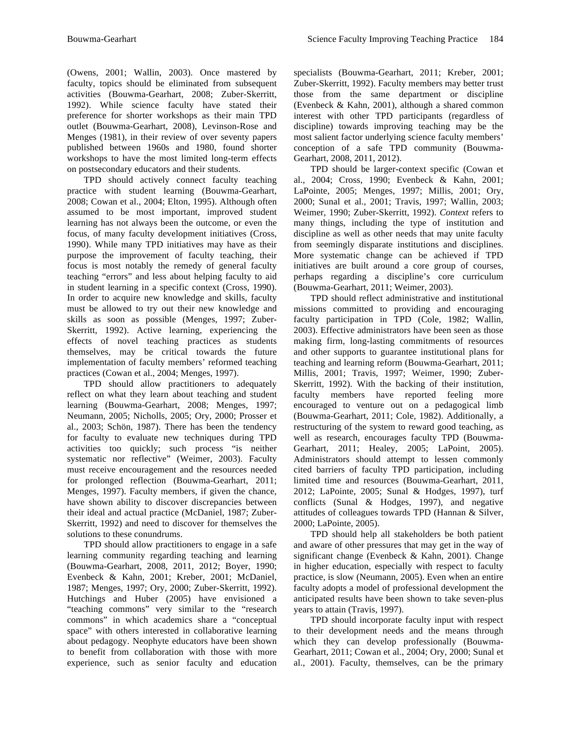(Owens, 2001; Wallin, 2003). Once mastered by faculty, topics should be eliminated from subsequent activities (Bouwma-Gearhart, 2008; Zuber-Skerritt, 1992). While science faculty have stated their preference for shorter workshops as their main TPD outlet (Bouwma-Gearhart, 2008), Levinson-Rose and Menges (1981), in their review of over seventy papers published between 1960s and 1980, found shorter workshops to have the most limited long-term effects on postsecondary educators and their students.

TPD should actively connect faculty teaching practice with student learning (Bouwma-Gearhart, 2008; Cowan et al., 2004; Elton, 1995). Although often assumed to be most important, improved student learning has not always been the outcome, or even the focus, of many faculty development initiatives (Cross, 1990). While many TPD initiatives may have as their purpose the improvement of faculty teaching, their focus is most notably the remedy of general faculty teaching "errors" and less about helping faculty to aid in student learning in a specific context (Cross, 1990). In order to acquire new knowledge and skills, faculty must be allowed to try out their new knowledge and skills as soon as possible (Menges, 1997; Zuber-Skerritt, 1992). Active learning, experiencing the effects of novel teaching practices as students themselves, may be critical towards the future implementation of faculty members' reformed teaching practices (Cowan et al., 2004; Menges, 1997).

TPD should allow practitioners to adequately reflect on what they learn about teaching and student learning (Bouwma-Gearhart, 2008; Menges, 1997; Neumann, 2005; Nicholls, 2005; Ory, 2000; Prosser et al., 2003; Schön, 1987). There has been the tendency for faculty to evaluate new techniques during TPD activities too quickly; such process "is neither systematic nor reflective" (Weimer, 2003). Faculty must receive encouragement and the resources needed for prolonged reflection (Bouwma-Gearhart, 2011; Menges, 1997). Faculty members, if given the chance, have shown ability to discover discrepancies between their ideal and actual practice (McDaniel, 1987; Zuber-Skerritt, 1992) and need to discover for themselves the solutions to these conundrums.

TPD should allow practitioners to engage in a safe learning community regarding teaching and learning (Bouwma-Gearhart, 2008, 2011, 2012; Boyer, 1990; Evenbeck & Kahn, 2001; Kreber, 2001; McDaniel, 1987; Menges, 1997; Ory, 2000; Zuber-Skerritt, 1992). Hutchings and Huber (2005) have envisioned a "teaching commons" very similar to the "research commons" in which academics share a "conceptual space" with others interested in collaborative learning about pedagogy. Neophyte educators have been shown to benefit from collaboration with those with more experience, such as senior faculty and education specialists (Bouwma-Gearhart, 2011; Kreber, 2001; Zuber-Skerritt, 1992). Faculty members may better trust those from the same department or discipline (Evenbeck & Kahn, 2001), although a shared common interest with other TPD participants (regardless of discipline) towards improving teaching may be the most salient factor underlying science faculty members' conception of a safe TPD community (Bouwma-Gearhart, 2008, 2011, 2012).

TPD should be larger-context specific (Cowan et al., 2004; Cross, 1990; Evenbeck & Kahn, 2001; LaPointe, 2005; Menges, 1997; Millis, 2001; Ory, 2000; Sunal et al., 2001; Travis, 1997; Wallin, 2003; Weimer, 1990; Zuber-Skerritt, 1992). *Context* refers to many things, including the type of institution and discipline as well as other needs that may unite faculty from seemingly disparate institutions and disciplines. More systematic change can be achieved if TPD initiatives are built around a core group of courses, perhaps regarding a discipline's core curriculum (Bouwma-Gearhart, 2011; Weimer, 2003).

TPD should reflect administrative and institutional missions committed to providing and encouraging faculty participation in TPD (Cole, 1982; Wallin, 2003). Effective administrators have been seen as those making firm, long-lasting commitments of resources and other supports to guarantee institutional plans for teaching and learning reform (Bouwma-Gearhart, 2011; Millis, 2001; Travis, 1997; Weimer, 1990; Zuber-Skerritt, 1992). With the backing of their institution, faculty members have reported feeling more encouraged to venture out on a pedagogical limb (Bouwma-Gearhart, 2011; Cole, 1982). Additionally, a restructuring of the system to reward good teaching, as well as research, encourages faculty TPD (Bouwma-Gearhart, 2011; Healey, 2005; LaPoint, 2005). Administrators should attempt to lessen commonly cited barriers of faculty TPD participation, including limited time and resources (Bouwma-Gearhart, 2011, 2012; LaPointe, 2005; Sunal & Hodges, 1997), turf conflicts (Sunal & Hodges, 1997), and negative attitudes of colleagues towards TPD (Hannan & Silver, 2000; LaPointe, 2005).

TPD should help all stakeholders be both patient and aware of other pressures that may get in the way of significant change (Evenbeck & Kahn, 2001). Change in higher education, especially with respect to faculty practice, is slow (Neumann, 2005). Even when an entire faculty adopts a model of professional development the anticipated results have been shown to take seven-plus years to attain (Travis, 1997).

TPD should incorporate faculty input with respect to their development needs and the means through which they can develop professionally (Bouwma-Gearhart, 2011; Cowan et al., 2004; Ory, 2000; Sunal et al., 2001). Faculty, themselves, can be the primary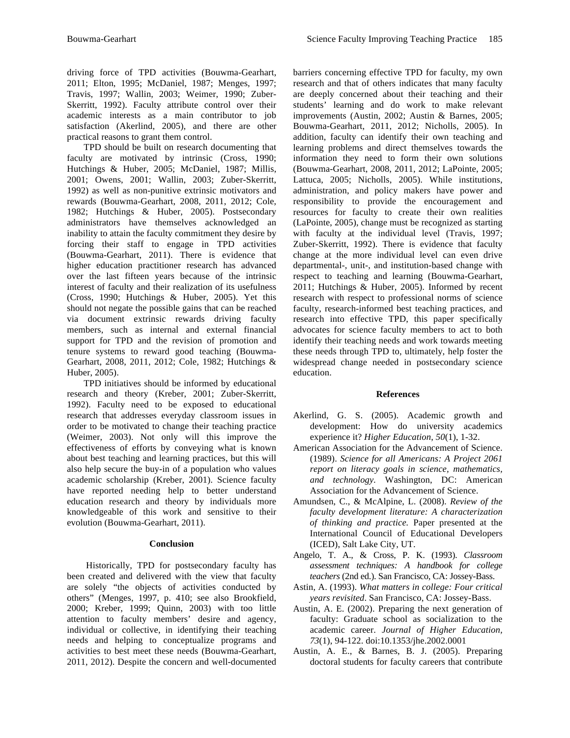driving force of TPD activities (Bouwma-Gearhart, 2011; Elton, 1995; McDaniel, 1987; Menges, 1997; Travis, 1997; Wallin, 2003; Weimer, 1990; Zuber-Skerritt, 1992). Faculty attribute control over their academic interests as a main contributor to job satisfaction (Akerlind, 2005), and there are other practical reasons to grant them control.

TPD should be built on research documenting that faculty are motivated by intrinsic (Cross, 1990; Hutchings & Huber, 2005; McDaniel, 1987; Millis, 2001; Owens, 2001; Wallin, 2003; Zuber-Skerritt, 1992) as well as non-punitive extrinsic motivators and rewards (Bouwma-Gearhart, 2008, 2011, 2012; Cole, 1982; Hutchings & Huber, 2005). Postsecondary administrators have themselves acknowledged an inability to attain the faculty commitment they desire by forcing their staff to engage in TPD activities (Bouwma-Gearhart, 2011). There is evidence that higher education practitioner research has advanced over the last fifteen years because of the intrinsic interest of faculty and their realization of its usefulness (Cross, 1990; Hutchings & Huber, 2005). Yet this should not negate the possible gains that can be reached via document extrinsic rewards driving faculty members, such as internal and external financial support for TPD and the revision of promotion and tenure systems to reward good teaching (Bouwma-Gearhart, 2008, 2011, 2012; Cole, 1982; Hutchings & Huber, 2005).

TPD initiatives should be informed by educational research and theory (Kreber, 2001; Zuber-Skerritt, 1992). Faculty need to be exposed to educational research that addresses everyday classroom issues in order to be motivated to change their teaching practice (Weimer, 2003). Not only will this improve the effectiveness of efforts by conveying what is known about best teaching and learning practices, but this will also help secure the buy-in of a population who values academic scholarship (Kreber, 2001). Science faculty have reported needing help to better understand education research and theory by individuals more knowledgeable of this work and sensitive to their evolution (Bouwma-Gearhart, 2011).

## Conclusion

Historically, TPD for postsecondary faculty has been created and delivered with the view that faculty are solely "the objects of activities conducted by others" (Menges, 1997, p. 410; see also Brookfield, 2000; Kreber, 1999; Quinn, 2003) with too little attention to faculty members' desire and agency, individual or collective, in identifying their teaching needs and helping to conceptualize programs and activities to best meet these needs (Bouwma-Gearhart, 2011, 2012). Despite the concern and well-documented barriers concerning effective TPD for faculty, my own research and that of others indicates that many faculty are deeply concerned about their teaching and their students' learning and do work to make relevant improvements (Austin, 2002; Austin & Barnes, 2005; Bouwma-Gearhart, 2011, 2012; Nicholls, 2005). In addition, faculty can identify their own teaching and learning problems and direct themselves towards the information they need to form their own solutions (Bouwma-Gearhart, 2008, 2011, 2012; LaPointe, 2005; Lattuca, 2005; Nicholls, 2005). While institutions, administration, and policy makers have power and responsibility to provide the encouragement and resources for faculty to create their own realities (LaPointe, 2005), change must be recognized as starting with faculty at the individual level (Travis, 1997; Zuber-Skerritt, 1992). There is evidence that faculty change at the more individual level can even drive departmental-, unit-, and institution-based change with respect to teaching and learning (Bouwma-Gearhart, 2011; Hutchings & Huber, 2005). Informed by recent research with respect to professional norms of science faculty, research-informed best teaching practices, and research into effective TPD, this paper specifically advocates for science faculty members to act to both identify their teaching needs and work towards meeting these needs through TPD to, ultimately, help foster the widespread change needed in postsecondary science education.

## References

Akerlind, G. S. (2005). Academic growth and development: How do university academics experience it? *Higher Education*, *50*(1), 1-32.

American Association for the Advancement of Science. (1989). *Science for all Americans: A Project 2061 report on literacy goals in science, mathematics, and technology.* Washington, DC: American Association for the Advancement of Science.

Amundsen, C., & McAlpine, L. (2008). *Review of the faculty development literature: A characterization of thinking and practice.* Paper presented at the International Council of Educational Developers (ICED), Salt Lake City, UT.

Angelo, T. A., & Cross, P. K. (1993). *Classroom assessment techniques: A handbook for college teachers* (2nd ed.). San Francisco, CA: Jossey-Bass.

Astin, A. (1993). *What matters in college: Four critical years revisited*. San Francisco, CA: Jossey-Bass.

Austin, A. E. (2002). Preparing the next generation of faculty: Graduate school as socialization to the academic career. *Journal of Higher Education, 73*(1), 94-122. doi:10.1353/jhe.2002.0001

Austin, A. E., & Barnes, B. J. (2005). Preparing doctoral students for faculty careers that contribute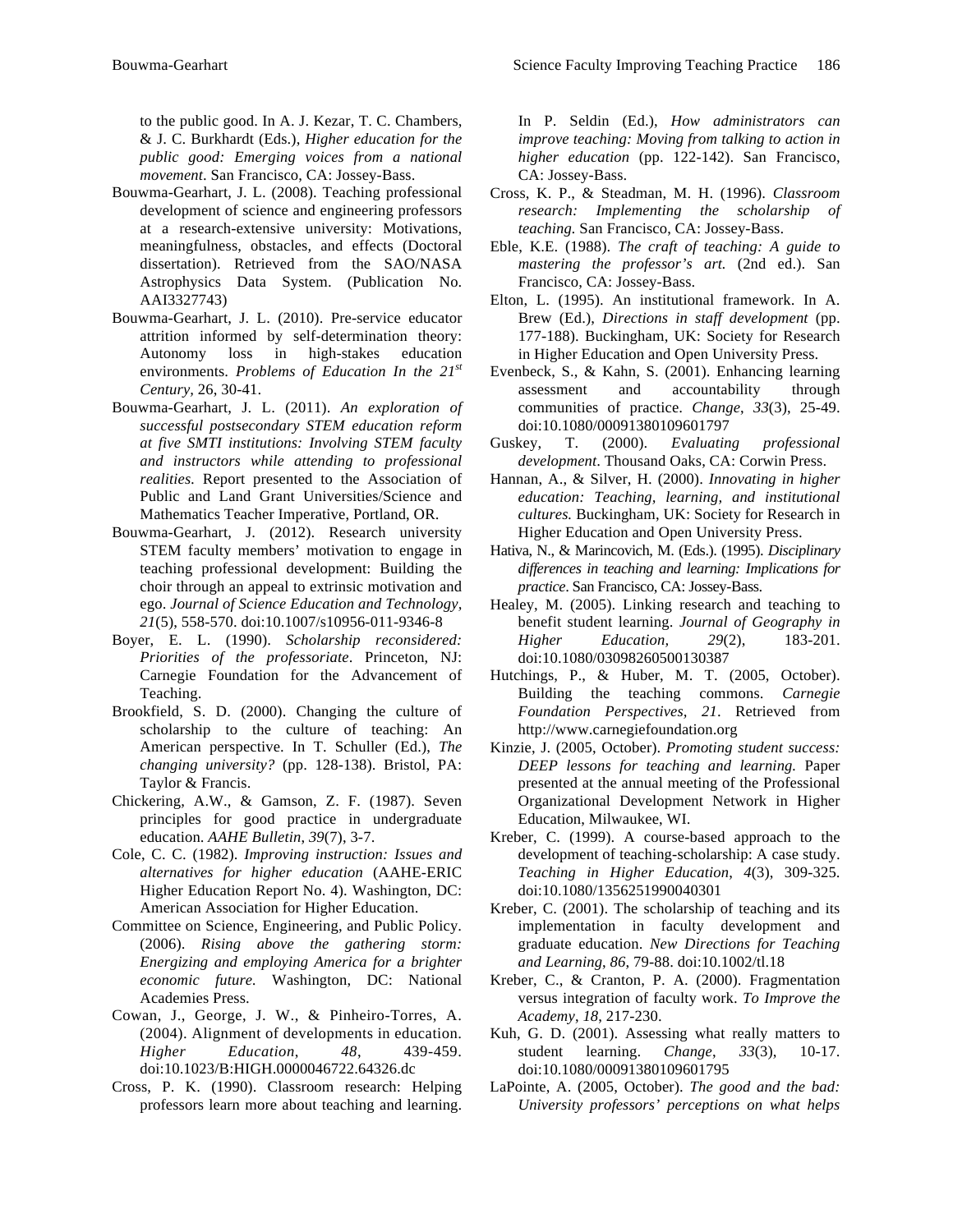to the public good. In A. J. Kezar, T. C. Chambers, & J. C. Burkhardt (Eds.), *Higher education for the public good: Emerging voices from a national movement*. San Francisco, CA: Jossey-Bass.

Bouwma-Gearhart, J. L. (2008). Teaching professional development of science and engineering professors at a research-extensive university: Motivations, meaningfulness, obstacles, and effects (Doctoral dissertation). Retrieved from the SAO/NASA Astrophysics Data System. (Publication No. AAI3327743)

Bouwma-Gearhart, J. L. (2010). Pre-service educator attrition informed by self-determination theory: Autonomy loss in high-stakes education environments. *Problems of Education In the 21st Century*, 26, 30-41.

Bouwma-Gearhart, J. L. (2011). *An exploration of successful postsecondary STEM education reform at five SMTI institutions: Involving STEM faculty and instructors while attending to professional realities*. Report presented to the Association of Public and Land Grant Universities/Science and Mathematics Teacher Imperative, Portland, OR.

Bouwma-Gearhart, J. (2012). Research university STEM faculty members' motivation to engage in teaching professional development: Building the choir through an appeal to extrinsic motivation and ego. *Journal of Science Education and Technology*, *21*(5), 558-570. doi:10.1007/s10956-011-9346-8

Boyer, E. L. (1990). *Scholarship reconsidered: Priorities of the professoriate*. Princeton, NJ: Carnegie Foundation for the Advancement of Teaching.

Brookfield, S. D. (2000). Changing the culture of scholarship to the culture of teaching: An American perspective. In T. Schuller (Ed.), *The changing university?* (pp. 128-138). Bristol, PA: Taylor & Francis.

Chickering, A.W., & Gamson, Z. F. (1987). Seven principles for good practice in undergraduate education. *AAHE Bulletin*, *39*(7), 3-7.

Cole, C. C. (1982). *Improving instruction: Issues and alternatives for higher education* (AAHE-ERIC Higher Education Report No. 4). Washington, DC: American Association for Higher Education.

Committee on Science, Engineering, and Public Policy. (2006). *Rising above the gathering storm: Energizing and employing America for a brighter economic future.* Washington, DC: National Academies Press.

Cowan, J., George, J. W., & Pinheiro-Torres, A. (2004). Alignment of developments in education. *Higher Education*, *48*, 439-459. doi:10.1023/B:HIGH.0000046722.64326.dc

Cross, P. K. (1990). Classroom research: Helping professors learn more about teaching and learning. In P. Seldin (Ed.), *How administrators can improve teaching: Moving from talking to action in higher education* (pp. 122-142). San Francisco, CA: Jossey-Bass.

Cross, K. P., & Steadman, M. H. (1996). *Classroom research: Implementing the scholarship of teaching.* San Francisco, CA: Jossey-Bass.

Eble, K.E. (1988). *The craft of teaching: A guide to mastering the professor's art.* (2nd ed.). San Francisco, CA: Jossey-Bass.

Elton, L. (1995). An institutional framework. In A. Brew (Ed.), *Directions in staff development* (pp. 177-188). Buckingham, UK: Society for Research in Higher Education and Open University Press.

Evenbeck, S., & Kahn, S. (2001). Enhancing learning assessment and accountability through communities of practice. *Change*, *33*(3), 25-49. doi:10.1080/00091380109601797

Guskey, T. (2000). *Evaluating professional development*. Thousand Oaks, CA: Corwin Press.

Hannan, A., & Silver, H. (2000). *Innovating in higher education: Teaching, learning, and institutional cultures.* Buckingham, UK: Society for Research in Higher Education and Open University Press.

Hativa, N., & Marincovich, M. (Eds.). (1995). *Disciplinary differences in teaching and learning: Implications for practice*. San Francisco, CA: Jossey-Bass.

Healey, M. (2005). Linking research and teaching to benefit student learning. *Journal of Geography in Higher Education*, *29*(2), 183-201. doi:10.1080/03098260500130387

Hutchings, P., & Huber, M. T. (2005, October). Building the teaching commons. *Carnegie Foundation Perspectives, 21*. Retrieved from http://www.carnegiefoundation.org

Kinzie, J. (2005, October). *Promoting student success: DEEP lessons for teaching and learning.* Paper presented at the annual meeting of the Professional Organizational Development Network in Higher Education, Milwaukee, WI.

Kreber, C. (1999). A course-based approach to the development of teaching-scholarship: A case study. *Teaching in Higher Education*, *4*(3), 309-325. doi:10.1080/1356251990040301

Kreber, C. (2001). The scholarship of teaching and its implementation in faculty development and graduate education. *New Directions for Teaching and Learning*, *86*, 79-88. doi:10.1002/tl.18

Kreber, C., & Cranton, P. A. (2000). Fragmentation versus integration of faculty work. *To Improve the Academy*, *18*, 217-230.

Kuh, G. D. (2001). Assessing what really matters to student learning. *Change*, *33*(3), 10-17. doi:10.1080/00091380109601795

LaPointe, A. (2005, October). *The good and the bad: University professors' perceptions on what helps*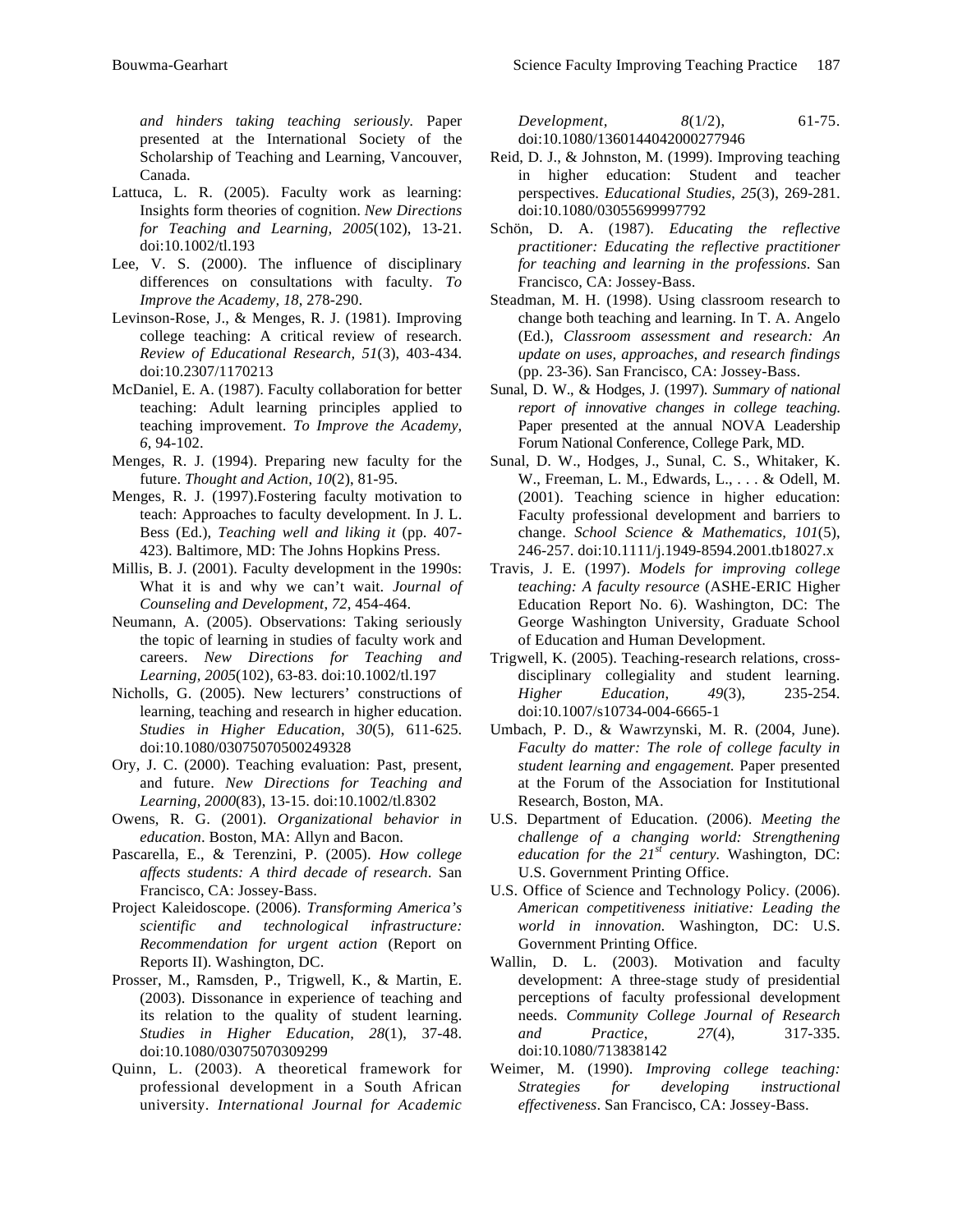*and hinders taking teaching seriously.* Paper presented at the International Society of the Scholarship of Teaching and Learning, Vancouver, Canada.

Lattuca, L. R. (2005). Faculty work as learning: Insights form theories of cognition. *New Directions for Teaching and Learning, 2005*(102), 13-21. doi:10.1002/tl.193

Lee, V. S. (2000). The influence of disciplinary differences on consultations with faculty. *To Improve the Academy, 18*, 278-290.

Levinson-Rose, J., & Menges, R. J. (1981). Improving college teaching: A critical review of research. *Review of Educational Research, 51*(3), 403-434. doi:10.2307/1170213

McDaniel, E. A. (1987). Faculty collaboration for better teaching: Adult learning principles applied to teaching improvement. *To Improve the Academy, 6*, 94-102.

Menges, R. J. (1994). Preparing new faculty for the future. *Thought and Action, 10*(2), 81-95.

Menges, R. J. (1997).Fostering faculty motivation to teach: Approaches to faculty development. In J. L. Bess (Ed.), *Teaching well and liking it* (pp. 407-423). Baltimore, MD: The Johns Hopkins Press.

Millis, B. J. (2001). Faculty development in the 1990s: What it is and why we can't wait. *Journal of Counseling and Development, 72*, 454-464.

Neumann, A. (2005). Observations: Taking seriously the topic of learning in studies of faculty work and careers. *New Directions for Teaching and Learning, 2005*(102), 63-83. doi:10.1002/tl.197

Nicholls, G. (2005). New lecturers' constructions of learning, teaching and research in higher education. *Studies in Higher Education, 30*(5), 611-625. doi:10.1080/03075070500249328

Ory, J. C. (2000). Teaching evaluation: Past, present, and future. *New Directions for Teaching and Learning, 2000*(83), 13-15. doi:10.1002/tl.8302

Owens, R. G. (2001). *Organizational behavior in education*. Boston, MA: Allyn and Bacon.

Pascarella, E., & Terenzini, P. (2005). *How college affects students: A third decade of research*. San Francisco, CA: Jossey-Bass.

Project Kaleidoscope. (2006). *Transforming America's scientific and technological infrastructure: Recommendation for urgent action* (Report on Reports II). Washington, DC.

Prosser, M., Ramsden, P., Trigwell, K., & Martin, E. (2003). Dissonance in experience of teaching and its relation to the quality of student learning. *Studies in Higher Education, 28*(1), 37-48. doi:10.1080/03075070309299

Quinn, L. (2003). A theoretical framework for professional development in a South African university. *International Journal for Academic Development, 8*(1/2), 61-75. doi:10.1080/1360144042000277946

Reid, D. J., & Johnston, M. (1999). Improving teaching in higher education: Student and teacher perspectives. *Educational Studies, 25*(3), 269-281. doi:10.1080/03055699997792

Schön, D. A. (1987). *Educating the reflective practitioner: Educating the reflective practitioner for teaching and learning in the professions*. San Francisco, CA: Jossey-Bass.

Steadman, M. H. (1998). Using classroom research to change both teaching and learning. In T. A. Angelo (Ed.), *Classroom assessment and research: An update on uses, approaches, and research findings* (pp. 23-36). San Francisco, CA: Jossey-Bass.

Sunal, D. W., & Hodges, J. (1997). *Summary of national report of innovative changes in college teaching.* Paper presented at the annual NOVA Leadership Forum National Conference, College Park, MD.

Sunal, D. W., Hodges, J., Sunal, C. S., Whitaker, K. W., Freeman, L. M., Edwards, L., . . . & Odell, M. (2001). Teaching science in higher education: Faculty professional development and barriers to change. *School Science & Mathematics, 101*(5), 246-257. doi:10.1111/j.1949-8594.2001.tb18027.x

Travis, J. E. (1997). *Models for improving college teaching: A faculty resource* (ASHE-ERIC Higher Education Report No. 6). Washington, DC: The George Washington University, Graduate School of Education and Human Development.

Trigwell, K. (2005). Teaching-research relations, cross-disciplinary collegiality and student learning. *Higher Education, 49*(3), 235-254. doi:10.1007/s10734-004-6665-1

Umbach, P. D., & Wawrzynski, M. R. (2004, June). *Faculty do matter: The role of college faculty in student learning and engagement.* Paper presented at the Forum of the Association for Institutional Research, Boston, MA.

U.S. Department of Education. (2006). *Meeting the challenge of a changing world: Strengthening education for the 21st century.* Washington, DC: U.S. Government Printing Office.

U.S. Office of Science and Technology Policy. (2006). *American competitiveness initiative: Leading the world in innovation.* Washington, DC: U.S. Government Printing Office.

Wallin, D. L. (2003). Motivation and faculty development: A three-stage study of presidential perceptions of faculty professional development needs. *Community College Journal of Research and Practice, 27*(4), 317-335. doi:10.1080/713838142

Weimer, M. (1990). *Improving college teaching: Strategies for developing instructional effectiveness*. San Francisco, CA: Jossey-Bass.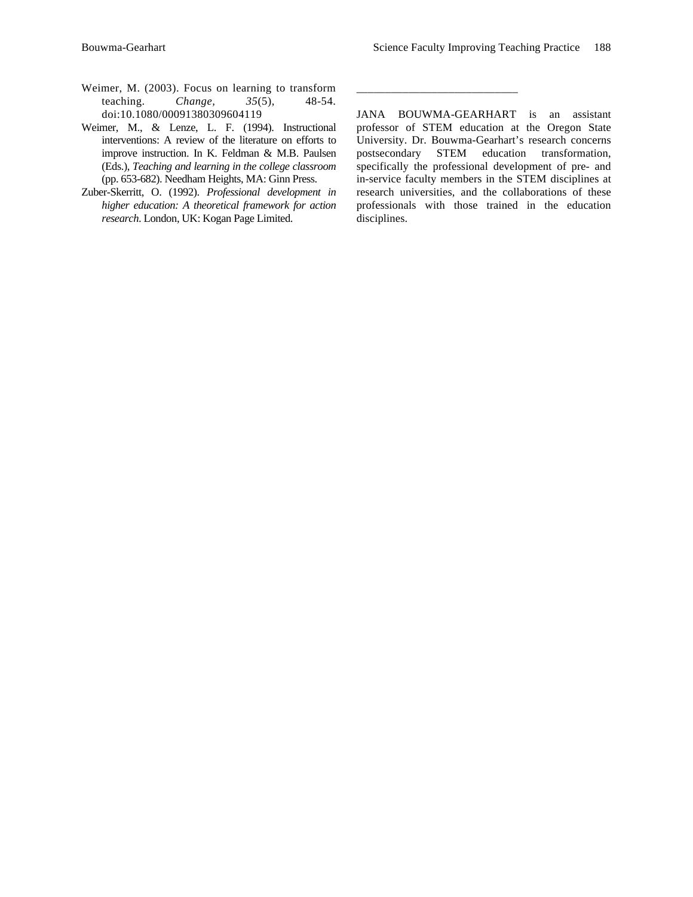Weimer, M. (2003). Focus on learning to transform teaching. *Change, 35*(5), 48-54. doi:10.1080/00091380309604119

Weimer, M., & Lenze, L. F. (1994). Instructional interventions: A review of the literature on efforts to improve instruction. In K. Feldman & M.B. Paulsen (Eds.), *Teaching and learning in the college classroom* (pp. 653-682). Needham Heights, MA: Ginn Press.

Zuber-Skerritt, O. (1992). *Professional development in higher education: A theoretical framework for action research*. London, UK: Kogan Page Limited.

___________________________

JANA BOUWMA-GEARHART is an assistant professor of STEM education at the Oregon State University. Dr. Bouwma-Gearhart's research concerns postsecondary STEM education transformation, specifically the professional development of pre- and in-service faculty members in the STEM disciplines at research universities, and the collaborations of these professionals with those trained in the education disciplines.